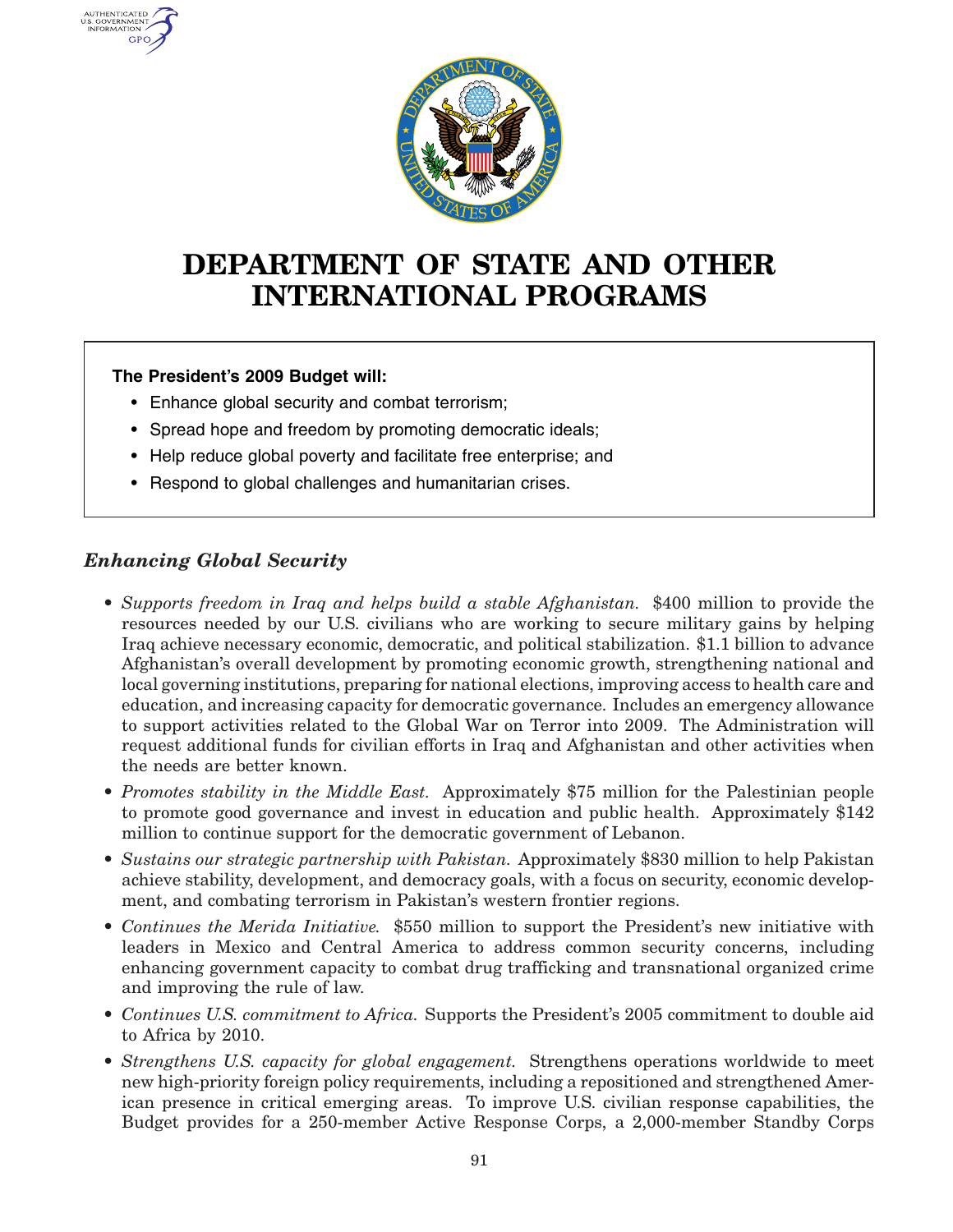# DEPARTMENT OF STATE AND OTHER INTERNATIONAL PROGRAMS

**The President's 2009 Budget will:**

- Enhance global security and combat terrorism;
- Spread hope and freedom by promoting democratic ideals;
- Help reduce global poverty and facilitate free enterprise; and
- Respond to global challenges and humanitarian crises.

## *Enhancing Global Security*

- *Supports freedom in Iraq and helps build a stable Afghanistan.* $400 million to provide the resources needed by our U.S. civilians who are working to secure military gains by helping Iraq achieve necessary economic, democratic, and political stabilization. $1.1 billion to advance Afghanistan's overall development by promoting economic growth, strengthening national and local governing institutions, preparing for national elections, improving access to health care and education, and increasing capacity for democratic governance. Includes an emergency allowance to support activities related to the Global War on Terror into 2009. The Administration will request additional funds for civilian efforts in Iraq and Afghanistan and other activities when the needs are better known.
- *Promotes stability in the Middle East.* Approximately $75 million for the Palestinian people to promote good governance and invest in education and public health. Approximately $142 million to continue support for the democratic government of Lebanon.
- *Sustains our strategic partnership with Pakistan.* Approximately $830 million to help Pakistan achieve stability, development, and democracy goals, with a focus on security, economic development, and combating terrorism in Pakistan's western frontier regions.
- *Continues the Merida Initiative.* $550 million to support the President's new initiative with leaders in Mexico and Central America to address common security concerns, including enhancing government capacity to combat drug trafficking and transnational organized crime and improving the rule of law.
- *Continues U.S. commitment to Africa.* Supports the President's 2005 commitment to double aid to Africa by 2010.
- *Strengthens U.S. capacity for global engagement.* Strengthens operations worldwide to meet new high-priority foreign policy requirements, including a repositioned and strengthened American presence in critical emerging areas. To improve U.S. civilian response capabilities, the Budget provides for a 250-member Active Response Corps, a 2,000-member Standby Corps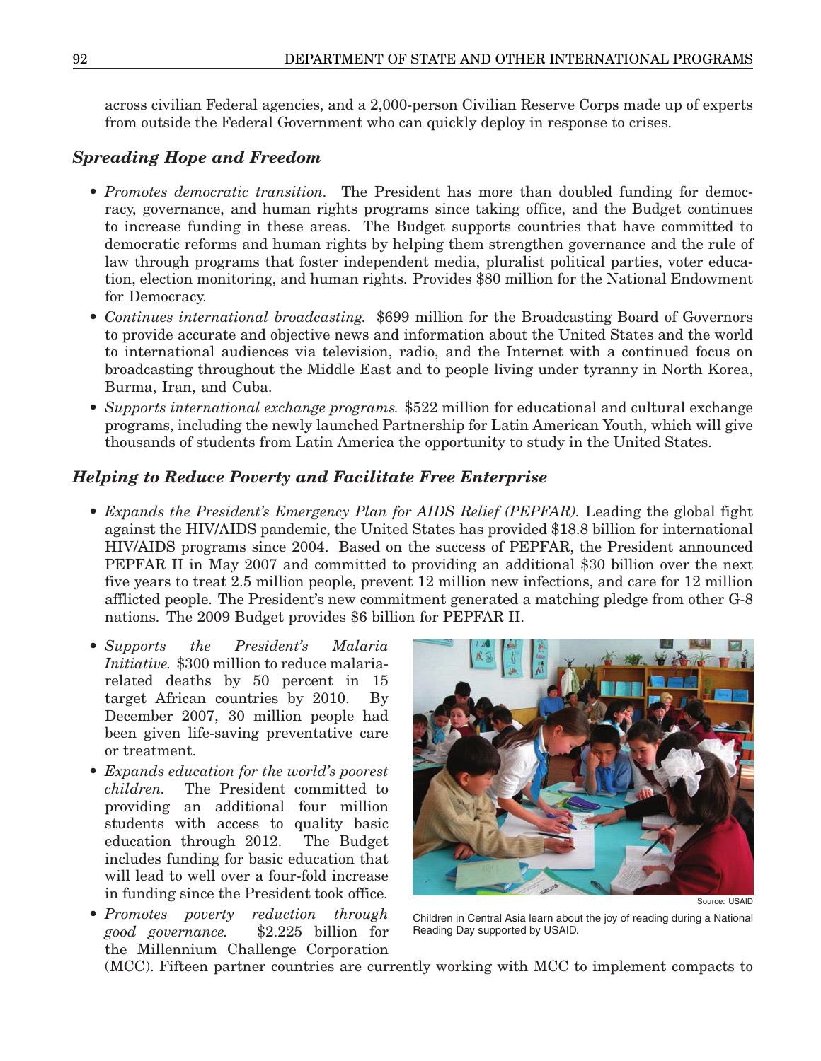across civilian Federal agencies, and a 2,000-person Civilian Reserve Corps made up of experts from outside the Federal Government who can quickly deploy in response to crises.

### *Spreading Hope and Freedom*

- *Promotes democratic transition.* The President has more than doubled funding for democracy, governance, and human rights programs since taking office, and the Budget continues to increase funding in these areas. The Budget supports countries that have committed to democratic reforms and human rights by helping them strengthen governance and the rule of law through programs that foster independent media, pluralist political parties, voter education, election monitoring, and human rights. Provides $80 million for the National Endowment for Democracy.
- *Continues international broadcasting.* $699 million for the Broadcasting Board of Governors to provide accurate and objective news and information about the United States and the world to international audiences via television, radio, and the Internet with a continued focus on broadcasting throughout the Middle East and to people living under tyranny in North Korea, Burma, Iran, and Cuba.
- *Supports international exchange programs.* $522 million for educational and cultural exchange programs, including the newly launched Partnership for Latin American Youth, which will give thousands of students from Latin America the opportunity to study in the United States.

### *Helping to Reduce Poverty and Facilitate Free Enterprise*

- *Expands the President's Emergency Plan for AIDS Relief (PEPFAR).* Leading the global fight against the HIV/AIDS pandemic, the United States has provided $18.8 billion for international HIV/AIDS programs since 2004. Based on the success of PEPFAR, the President announced PEPFAR II in May 2007 and committed to providing an additional $30 billion over the next five years to treat 2.5 million people, prevent 12 million new infections, and care for 12 million afflicted people. The President's new commitment generated a matching pledge from other G-8 nations. The 2009 Budget provides $6 billion for PEPFAR II.
- *Supports the President's Malaria Initiative.* $300 million to reduce malaria-related deaths by 50 percent in 15 target African countries by 2010. By December 2007, 30 million people had been given life-saving preventative care or treatment.
- *Expands education for the world's poorest children.* The President committed to providing an additional four million students with access to quality basic education through 2012. The Budget includes funding for basic education that will lead to well over a four-fold increase in funding since the President took office.
- *Promotes poverty reduction through good governance.* $2.225 billion for the Millennium Challenge Corporation (MCC). Fifteen partner countries are currently working with MCC to implement compacts to

Source: USAID

Children in Central Asia learn about the joy of reading during a National Reading Day supported by USAID.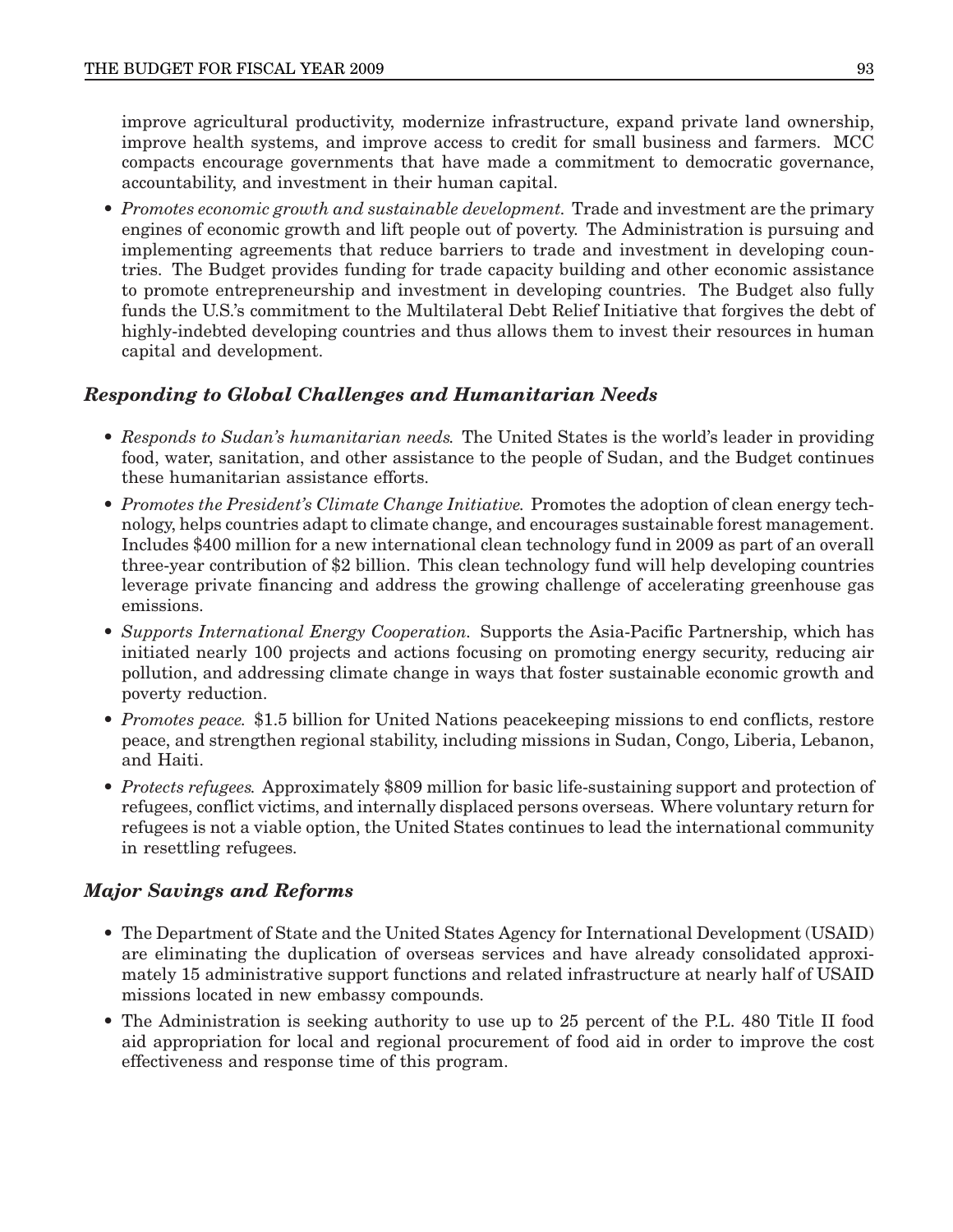improve agricultural productivity, modernize infrastructure, expand private land ownership, improve health systems, and improve access to credit for small business and farmers. MCC compacts encourage governments that have made a commitment to democratic governance, accountability, and investment in their human capital.

- *Promotes economic growth and sustainable development.* Trade and investment are the primary engines of economic growth and lift people out of poverty. The Administration is pursuing and implementing agreements that reduce barriers to trade and investment in developing countries. The Budget provides funding for trade capacity building and other economic assistance to promote entrepreneurship and investment in developing countries. The Budget also fully funds the U.S.'s commitment to the Multilateral Debt Relief Initiative that forgives the debt of highly-indebted developing countries and thus allows them to invest their resources in human capital and development.

### *Responding to Global Challenges and Humanitarian Needs*

- *Responds to Sudan's humanitarian needs.* The United States is the world's leader in providing food, water, sanitation, and other assistance to the people of Sudan, and the Budget continues these humanitarian assistance efforts.
- *Promotes the President's Climate Change Initiative.* Promotes the adoption of clean energy technology, helps countries adapt to climate change, and encourages sustainable forest management. Includes $400 million for a new international clean technology fund in 2009 as part of an overall three-year contribution of $2 billion. This clean technology fund will help developing countries leverage private financing and address the growing challenge of accelerating greenhouse gas emissions.
- *Supports International Energy Cooperation.* Supports the Asia-Pacific Partnership, which has initiated nearly 100 projects and actions focusing on promoting energy security, reducing air pollution, and addressing climate change in ways that foster sustainable economic growth and poverty reduction.
- *Promotes peace.* $1.5 billion for United Nations peacekeeping missions to end conflicts, restore peace, and strengthen regional stability, including missions in Sudan, Congo, Liberia, Lebanon, and Haiti.
- *Protects refugees.* Approximately $809 million for basic life-sustaining support and protection of refugees, conflict victims, and internally displaced persons overseas. Where voluntary return for refugees is not a viable option, the United States continues to lead the international community in resettling refugees.

### *Major Savings and Reforms*

- The Department of State and the United States Agency for International Development (USAID) are eliminating the duplication of overseas services and have already consolidated approximately 15 administrative support functions and related infrastructure at nearly half of USAID missions located in new embassy compounds.
- The Administration is seeking authority to use up to 25 percent of the P.L. 480 Title II food aid appropriation for local and regional procurement of food aid in order to improve the cost effectiveness and response time of this program.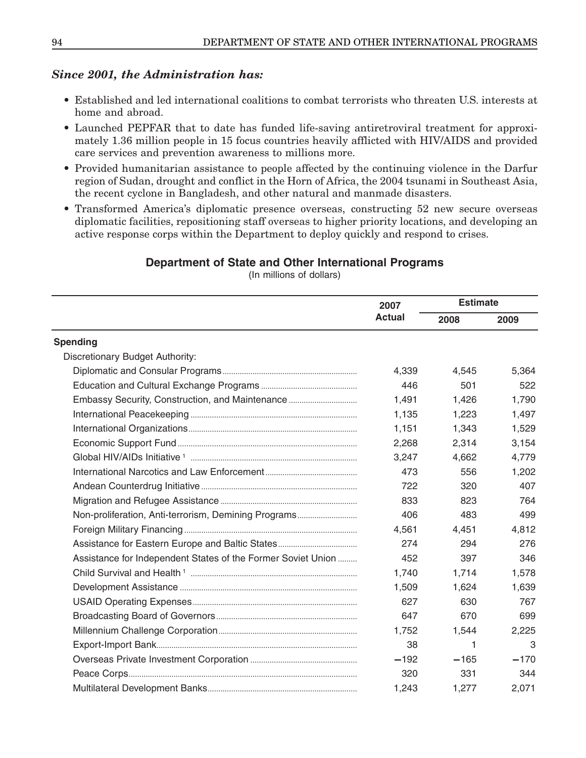*Since 2001, the Administration has:*

- Established and led international coalitions to combat terrorists who threaten U.S. interests at home and abroad.
- Launched PEPFAR that to date has funded life-saving antiretroviral treatment for approximately 1.36 million people in 15 focus countries heavily afflicted with HIV/AIDS and provided care services and prevention awareness to millions more.
- Provided humanitarian assistance to people affected by the continuing violence in the Darfur region of Sudan, drought and conflict in the Horn of Africa, the 2004 tsunami in Southeast Asia, the recent cyclone in Bangladesh, and other natural and manmade disasters.
- Transformed America's diplomatic presence overseas, constructing 52 new secure overseas diplomatic facilities, repositioning staff overseas to higher priority locations, and developing an active response corps within the Department to deploy quickly and respond to crises.

**Department of State and Other International Programs**

(In millions of dollars)

| | 2007 Actual | Estimate | |
|---|---|---|---|
| | | 2008 | 2009 |
| **Spending** | | | |
| Discretionary Budget Authority: | | | |
| Diplomatic and Consular Programs | 4,339 | 4,545 | 5,364 |
| Education and Cultural Exchange Programs | 446 | 501 | 522 |
| Embassy Security, Construction, and Maintenance | 1,491 | 1,426 | 1,790 |
| International Peacekeeping | 1,135 | 1,223 | 1,497 |
| International Organizations | 1,151 | 1,343 | 1,529 |
| Economic Support Fund | 2,268 | 2,314 | 3,154 |
| Global HIV/AIDs Initiative [1] | 3,247 | 4,662 | 4,779 |
| International Narcotics and Law Enforcement | 473 | 556 | 1,202 |
| Andean Counterdrug Initiative | 722 | 320 | 407 |
| Migration and Refugee Assistance | 833 | 823 | 764 |
| Non-proliferation, Anti-terrorism, Demining Programs | 406 | 483 | 499 |
| Foreign Military Financing | 4,561 | 4,451 | 4,812 |
| Assistance for Eastern Europe and Baltic States | 274 | 294 | 276 |
| Assistance for Independent States of the Former Soviet Union | 452 | 397 | 346 |
| Child Survival and Health [1] | 1,740 | 1,714 | 1,578 |
| Development Assistance | 1,509 | 1,624 | 1,639 |
| USAID Operating Expenses | 627 | 630 | 767 |
| Broadcasting Board of Governors | 647 | 670 | 699 |
| Millennium Challenge Corporation | 1,752 | 1,544 | 2,225 |
| Export-Import Bank | 38 | 1 | 3 |
| Overseas Private Investment Corporation | −192 | −165 | −170 |
| Peace Corps | 320 | 331 | 344 |
| Multilateral Development Banks | 1,243 | 1,277 | 2,071 |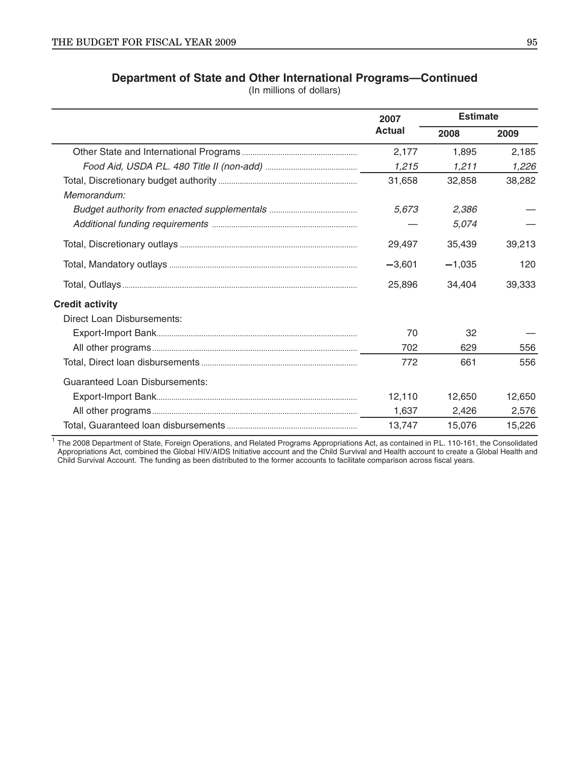## Department of State and Other International Programs—Continued

(In millions of dollars)

| | 2007 Actual | Estimate | |
|---|---|---|---|
| | | 2008 | 2009 |
| Other State and International Programs | 2,177 | 1,895 | 2,185 |
| *Food Aid, USDA P.L. 480 Title II (non-add)* | *1,215* | *1,211* | *1,226* |
| Total, Discretionary budget authority | 31,658 | 32,858 | 38,282 |
| *Memorandum:* | | | |
| *Budget authority from enacted supplementals* | *5,673* | *2,386* | — |
| *Additional funding requirements* | — | *5,074* | — |
| Total, Discretionary outlays | 29,497 | 35,439 | 39,213 |
| Total, Mandatory outlays | −3,601 | −1,035 | 120 |
| Total, Outlays | 25,896 | 34,404 | 39,333 |
| **Credit activity** | | | |
| Direct Loan Disbursements: | | | |
| Export-Import Bank | 70 | 32 | — |
| All other programs | 702 | 629 | 556 |
| Total, Direct loan disbursements | 772 | 661 | 556 |
| Guaranteed Loan Disbursements: | | | |
| Export-Import Bank | 12,110 | 12,650 | 12,650 |
| All other programs | 1,637 | 2,426 | 2,576 |
| Total, Guaranteed loan disbursements | 13,747 | 15,076 | 15,226 |

[1] The 2008 Department of State, Foreign Operations, and Related Programs Appropriations Act, as contained in P.L. 110-161, the Consolidated Appropriations Act, combined the Global HIV/AIDS Initiative account and the Child Survival and Health account to create a Global Health and Child Survival Account. The funding as been distributed to the former accounts to facilitate comparison across fiscal years.